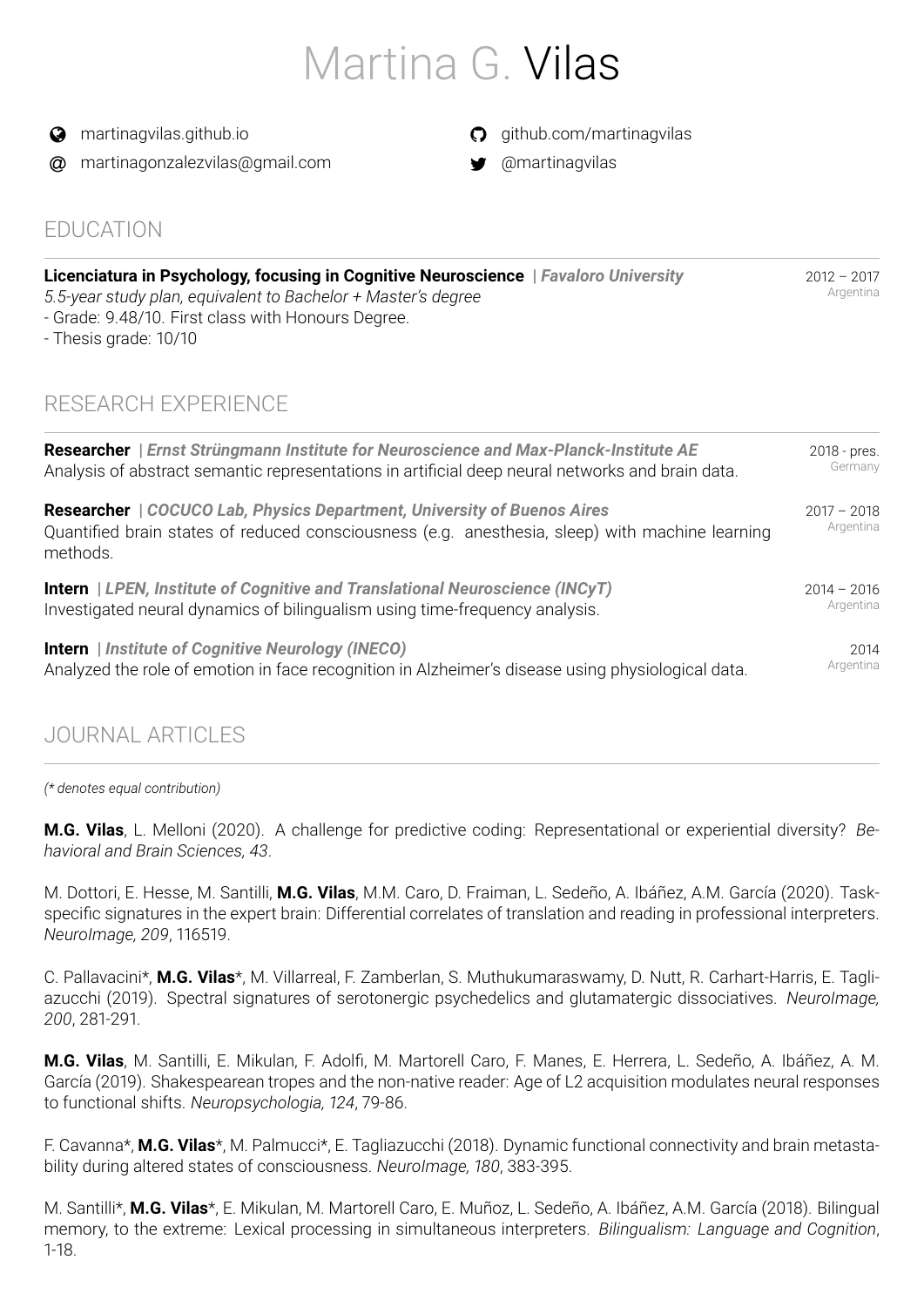# Martina G. Vilas

martinagvilas.github.io

martinagonzalezvilas@gmail.com

github.com/martinagvilas

@martinagvilas

## EDUCATION

**Licenciatura in Psychology, focusing in Cognitive Neuroscience** | ***Favaloro University*** — 2012 – 2017, Argentina

*5.5-year study plan, equivalent to Bachelor + Master's degree*

- Grade: 9.48/10. First class with Honours Degree.
- Thesis grade: 10/10

## RESEARCH EXPERIENCE

**Researcher** | ***Ernst Strüngmann Institute for Neuroscience and Max-Planck-Institute AE*** — 2018 - pres., Germany

Analysis of abstract semantic representations in artificial deep neural networks and brain data.

**Researcher** | ***COCUCO Lab, Physics Department, University of Buenos Aires*** — 2017 – 2018, Argentina

Quantified brain states of reduced consciousness (e.g. anesthesia, sleep) with machine learning methods.

**Intern** | ***LPEN, Institute of Cognitive and Translational Neuroscience (INCyT)*** — 2014 – 2016, Argentina

Investigated neural dynamics of bilingualism using time-frequency analysis.

**Intern** | ***Institute of Cognitive Neurology (INECO)*** — 2014, Argentina

Analyzed the role of emotion in face recognition in Alzheimer's disease using physiological data.

## JOURNAL ARTICLES

*(* denotes equal contribution)*

**M.G. Vilas**, L. Melloni (2020). A challenge for predictive coding: Representational or experiential diversity? *Behavioral and Brain Sciences, 43*.

M. Dottori, E. Hesse, M. Santilli, **M.G. Vilas**, M.M. Caro, D. Fraiman, L. Sedeño, A. Ibáñez, A.M. García (2020). Task-specific signatures in the expert brain: Differential correlates of translation and reading in professional interpreters. *NeuroImage, 209*, 116519.

C. Pallavacini*, **M.G. Vilas***, M. Villarreal, F. Zamberlan, S. Muthukumaraswamy, D. Nutt, R. Carhart-Harris, E. Tagliazucchi (2019). Spectral signatures of serotonergic psychedelics and glutamatergic dissociatives. *NeuroImage, 200*, 281-291.

**M.G. Vilas**, M. Santilli, E. Mikulan, F. Adolfi, M. Martorell Caro, F. Manes, E. Herrera, L. Sedeño, A. Ibáñez, A. M. García (2019). Shakespearean tropes and the non-native reader: Age of L2 acquisition modulates neural responses to functional shifts. *Neuropsychologia, 124*, 79-86.

F. Cavanna*, **M.G. Vilas***, M. Palmucci*, E. Tagliazucchi (2018). Dynamic functional connectivity and brain metastability during altered states of consciousness. *NeuroImage, 180*, 383-395.

M. Santilli*, **M.G. Vilas***, E. Mikulan, M. Martorell Caro, E. Muñoz, L. Sedeño, A. Ibáñez, A.M. García (2018). Bilingual memory, to the extreme: Lexical processing in simultaneous interpreters. *Bilingualism: Language and Cognition*, 1-18.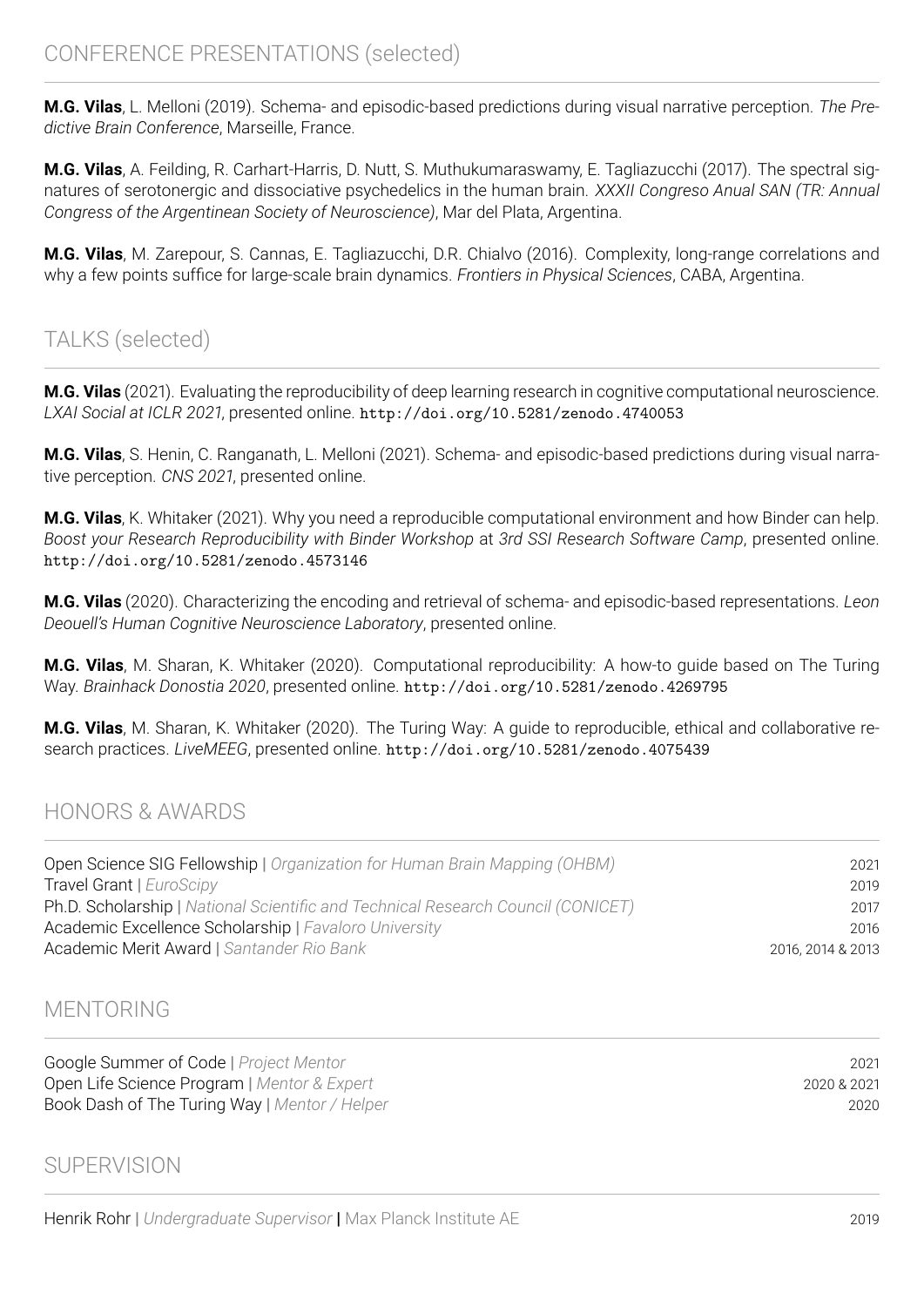## CONFERENCE PRESENTATIONS (selected)

**M.G. Vilas**, L. Melloni (2019). Schema- and episodic-based predictions during visual narrative perception. *The Predictive Brain Conference*, Marseille, France.

**M.G. Vilas**, A. Feilding, R. Carhart-Harris, D. Nutt, S. Muthukumaraswamy, E. Tagliazucchi (2017). The spectral signatures of serotonergic and dissociative psychedelics in the human brain. *XXXII Congreso Anual SAN (TR: Annual Congress of the Argentinean Society of Neuroscience)*, Mar del Plata, Argentina.

**M.G. Vilas**, M. Zarepour, S. Cannas, E. Tagliazucchi, D.R. Chialvo (2016). Complexity, long-range correlations and why a few points suffice for large-scale brain dynamics. *Frontiers in Physical Sciences*, CABA, Argentina.

## TALKS (selected)

**M.G. Vilas** (2021). Evaluating the reproducibility of deep learning research in cognitive computational neuroscience. *LXAI Social at ICLR 2021*, presented online. `http://doi.org/10.5281/zenodo.4740053`

**M.G. Vilas**, S. Henin, C. Ranganath, L. Melloni (2021). Schema- and episodic-based predictions during visual narrative perception. *CNS 2021*, presented online.

**M.G. Vilas**, K. Whitaker (2021). Why you need a reproducible computational environment and how Binder can help. *Boost your Research Reproducibility with Binder Workshop* at *3rd SSI Research Software Camp*, presented online. `http://doi.org/10.5281/zenodo.4573146`

**M.G. Vilas** (2020). Characterizing the encoding and retrieval of schema- and episodic-based representations. *Leon Deouell's Human Cognitive Neuroscience Laboratory*, presented online.

**M.G. Vilas**, M. Sharan, K. Whitaker (2020). Computational reproducibility: A how-to guide based on The Turing Way. *Brainhack Donostia 2020*, presented online. `http://doi.org/10.5281/zenodo.4269795`

**M.G. Vilas**, M. Sharan, K. Whitaker (2020). The Turing Way: A guide to reproducible, ethical and collaborative research practices. *LiveMEEG*, presented online. `http://doi.org/10.5281/zenodo.4075439`

## HONORS & AWARDS

| | |
|---|---|
| Open Science SIG Fellowship \| *Organization for Human Brain Mapping (OHBM)* | 2021 |
| Travel Grant \| *EuroScipy* | 2019 |
| Ph.D. Scholarship \| *National Scientific and Technical Research Council (CONICET)* | 2017 |
| Academic Excellence Scholarship \| *Favaloro University* | 2016 |
| Academic Merit Award \| *Santander Rio Bank* | 2016, 2014 & 2013 |

## MENTORING

| | |
|---|---|
| Google Summer of Code \| *Project Mentor* | 2021 |
| Open Life Science Program \| *Mentor & Expert* | 2020 & 2021 |
| Book Dash of The Turing Way \| *Mentor / Helper* | 2020 |

## SUPERVISION

| | |
|---|---|
| Henrik Rohr \| *Undergraduate Supervisor* \| Max Planck Institute AE | 2019 |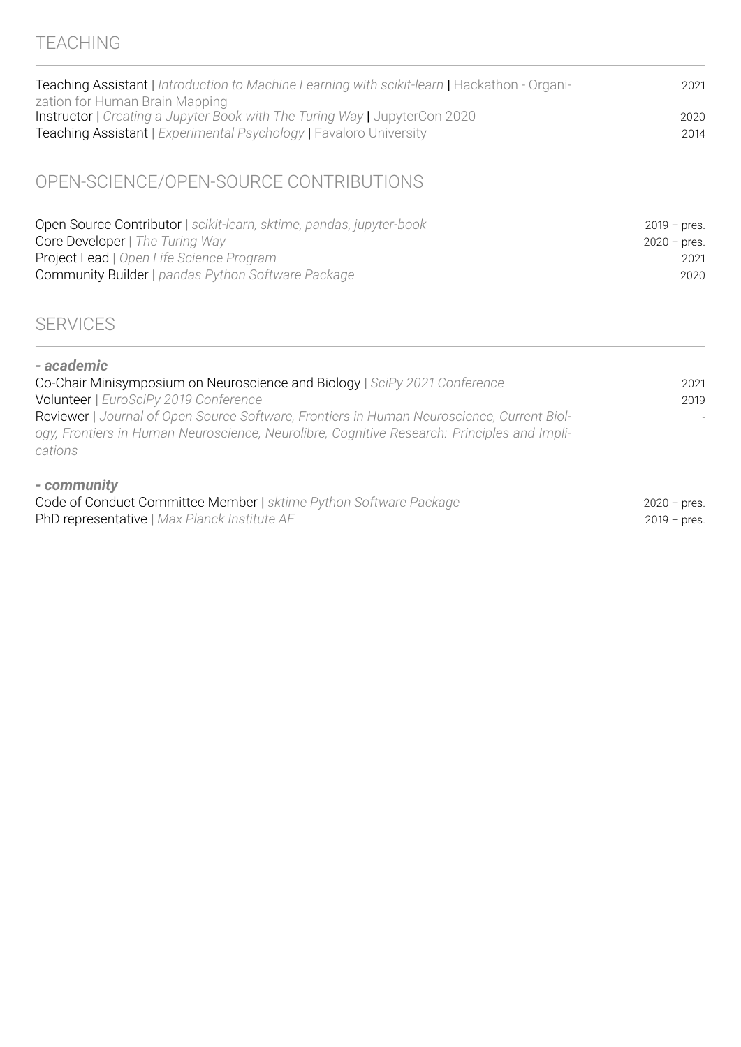## TEACHING

Teaching Assistant | *Introduction to Machine Learning with scikit-learn* | Hackathon - Organization for Human Brain Mapping 2021
Instructor | *Creating a Jupyter Book with The Turing Way* | JupyterCon 2020 2020
Teaching Assistant | *Experimental Psychology* | Favaloro University 2014

## OPEN-SCIENCE/OPEN-SOURCE CONTRIBUTIONS

Open Source Contributor | *scikit-learn, sktime, pandas, jupyter-book* 2019 – pres.
Core Developer | *The Turing Way* 2020 – pres.
Project Lead | *Open Life Science Program* 2021
Community Builder | *pandas Python Software Package* 2020

## SERVICES

***- academic***

Co-Chair Minisymposium on Neuroscience and Biology | *SciPy 2021 Conference* 2021
Volunteer | *EuroSciPy 2019 Conference* 2019
Reviewer | *Journal of Open Source Software, Frontiers in Human Neuroscience, Current Biology, Frontiers in Human Neuroscience, Neurolibre, Cognitive Research: Principles and Implications* -

***- community***

Code of Conduct Committee Member | *sktime Python Software Package* 2020 – pres.
PhD representative | *Max Planck Institute AE* 2019 – pres.